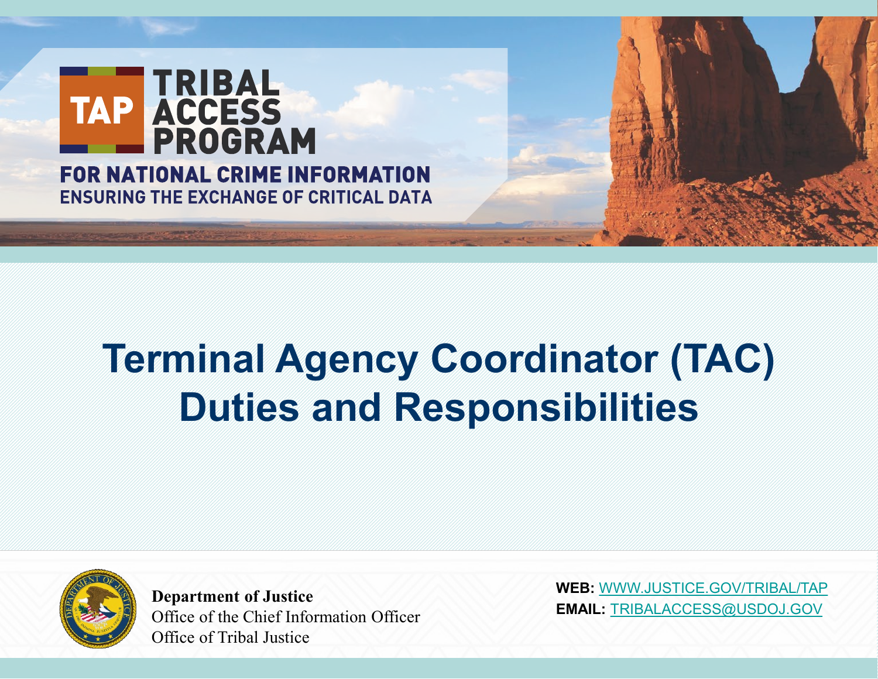TAP **TRIBAL ACCESS PROGRAM**

**FOR NATIONAL CRIME INFORMATION**
**ENSURING THE EXCHANGE OF CRITICAL DATA**

# Terminal Agency Coordinator (TAC) Duties and Responsibilities

**Department of Justice**
Office of the Chief Information Officer
Office of Tribal Justice

**WEB:** WWW.JUSTICE.GOV/TRIBAL/TAP
**EMAIL:** TRIBALACCESS@USDOJ.GOV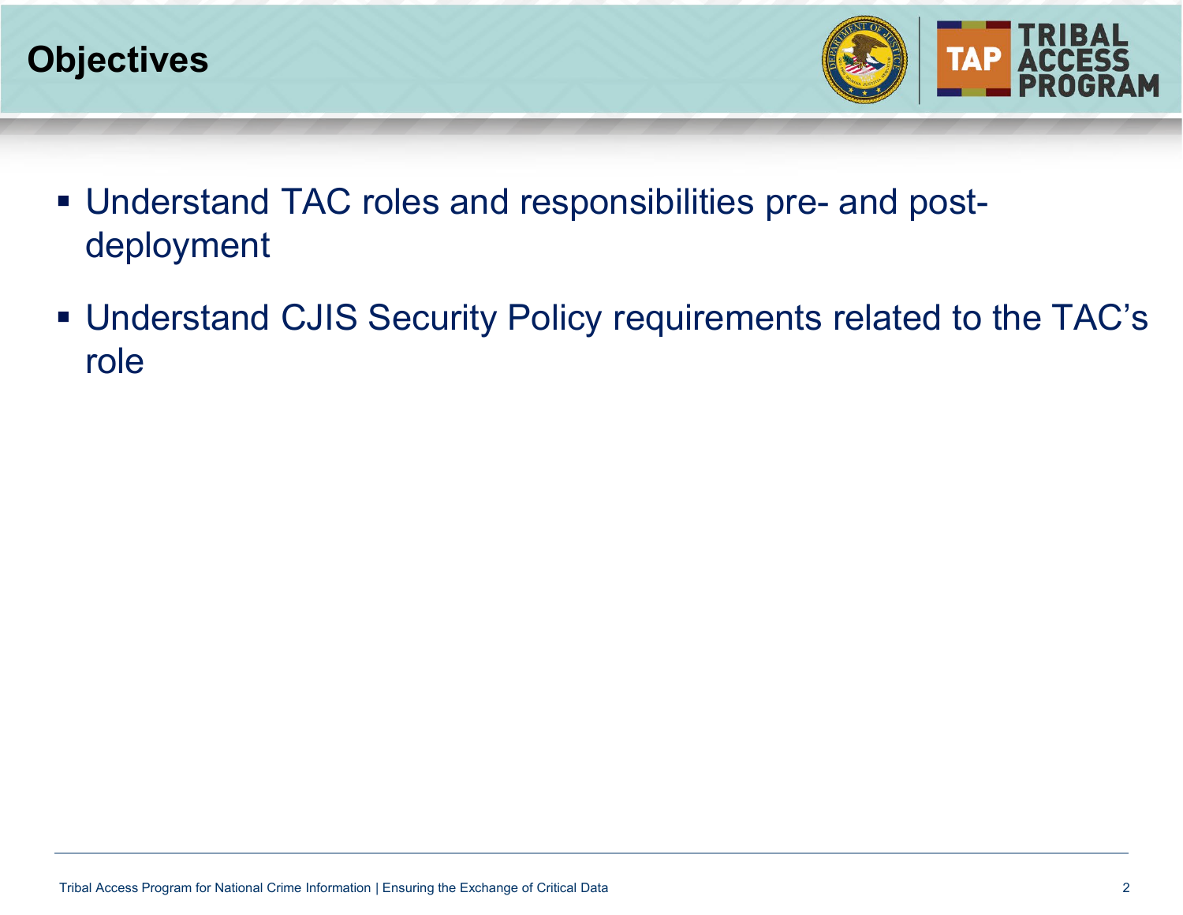# Objectives

- Understand TAC roles and responsibilities pre- and post-deployment
- Understand CJIS Security Policy requirements related to the TAC's role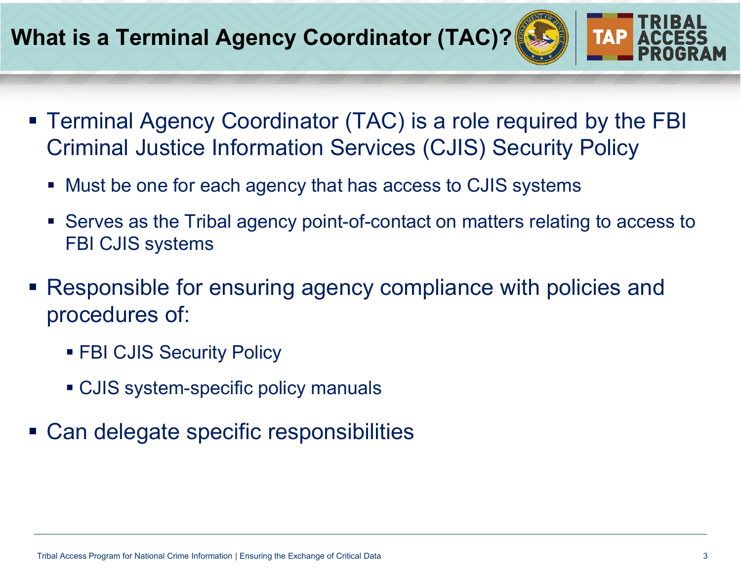# What is a Terminal Agency Coordinator (TAC)?

- Terminal Agency Coordinator (TAC) is a role required by the FBI Criminal Justice Information Services (CJIS) Security Policy
  - Must be one for each agency that has access to CJIS systems
  - Serves as the Tribal agency point-of-contact on matters relating to access to FBI CJIS systems
- Responsible for ensuring agency compliance with policies and procedures of:
  - FBI CJIS Security Policy
  - CJIS system-specific policy manuals
- Can delegate specific responsibilities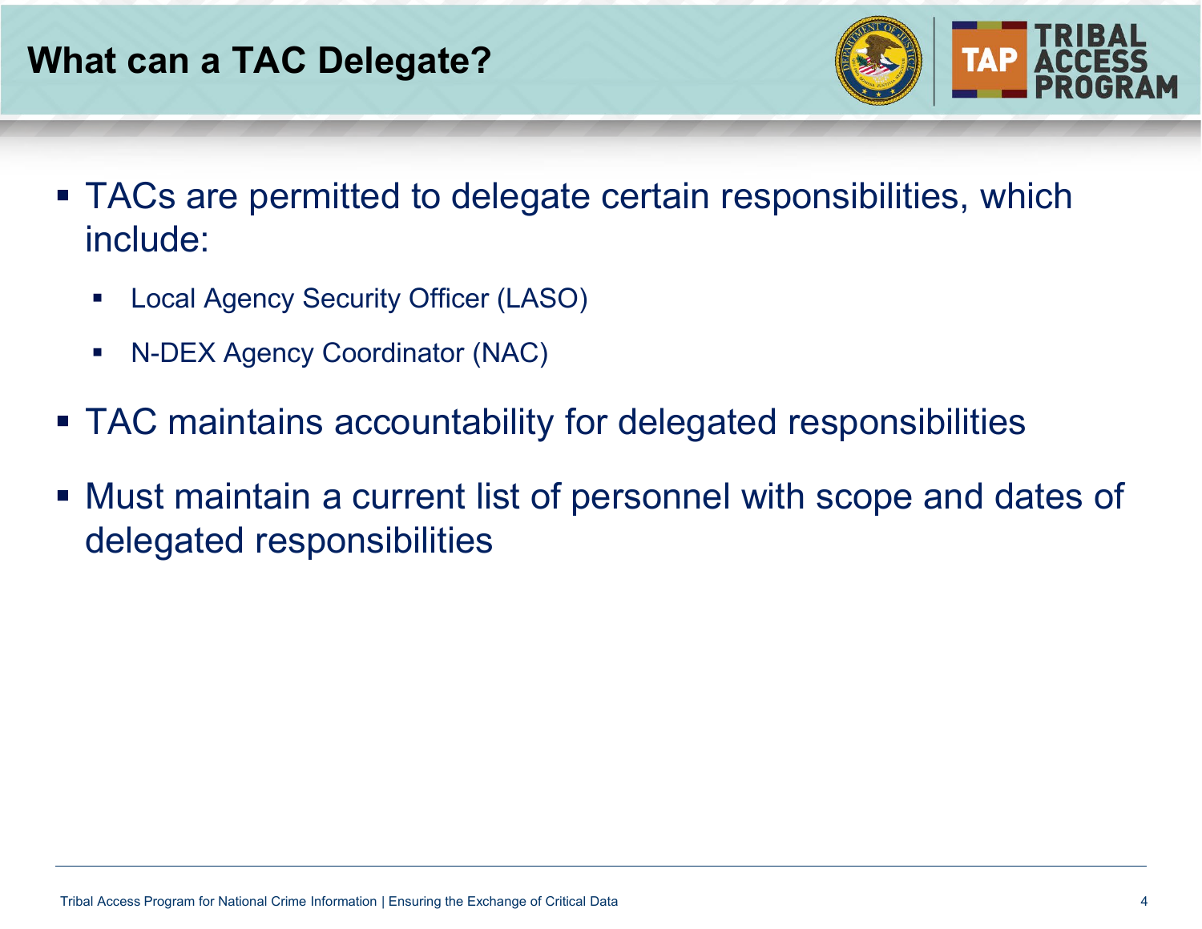# What can a TAC Delegate?

- TACs are permitted to delegate certain responsibilities, which include:
  - Local Agency Security Officer (LASO)
  - N-DEX Agency Coordinator (NAC)
- TAC maintains accountability for delegated responsibilities
- Must maintain a current list of personnel with scope and dates of delegated responsibilities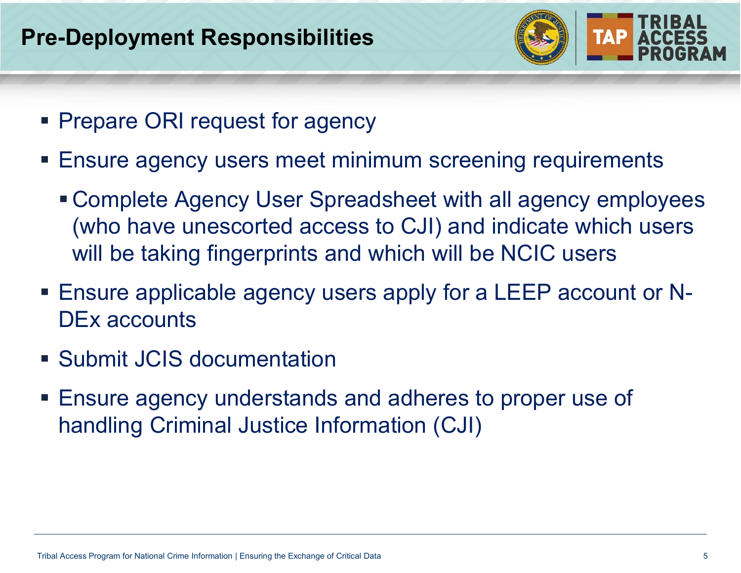# Pre-Deployment Responsibilities

- Prepare ORI request for agency
- Ensure agency users meet minimum screening requirements
  - Complete Agency User Spreadsheet with all agency employees (who have unescorted access to CJI) and indicate which users will be taking fingerprints and which will be NCIC users
- Ensure applicable agency users apply for a LEEP account or N-DEx accounts
- Submit JCIS documentation
- Ensure agency understands and adheres to proper use of handling Criminal Justice Information (CJI)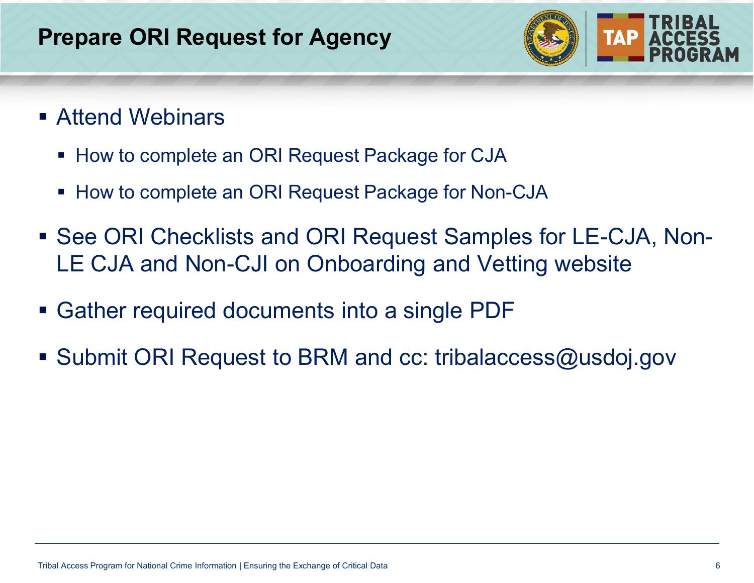# Prepare ORI Request for Agency

- Attend Webinars
  - How to complete an ORI Request Package for CJA
  - How to complete an ORI Request Package for Non-CJA
- See ORI Checklists and ORI Request Samples for LE-CJA, Non-LE CJA and Non-CJI on Onboarding and Vetting website
- Gather required documents into a single PDF
- Submit ORI Request to BRM and cc: tribalaccess@usdoj.gov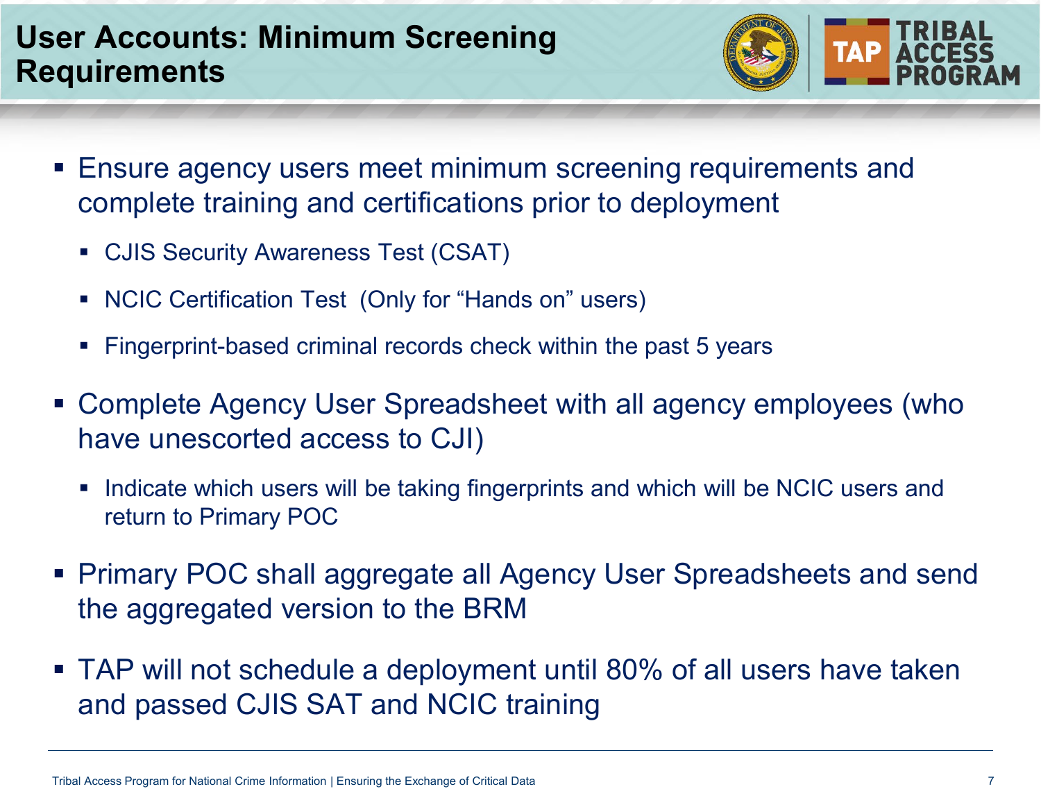# User Accounts: Minimum Screening Requirements

- Ensure agency users meet minimum screening requirements and complete training and certifications prior to deployment
  - CJIS Security Awareness Test (CSAT)
  - NCIC Certification Test (Only for "Hands on" users)
  - Fingerprint-based criminal records check within the past 5 years
- Complete Agency User Spreadsheet with all agency employees (who have unescorted access to CJI)
  - Indicate which users will be taking fingerprints and which will be NCIC users and return to Primary POC
- Primary POC shall aggregate all Agency User Spreadsheets and send the aggregated version to the BRM
- TAP will not schedule a deployment until 80% of all users have taken and passed CJIS SAT and NCIC training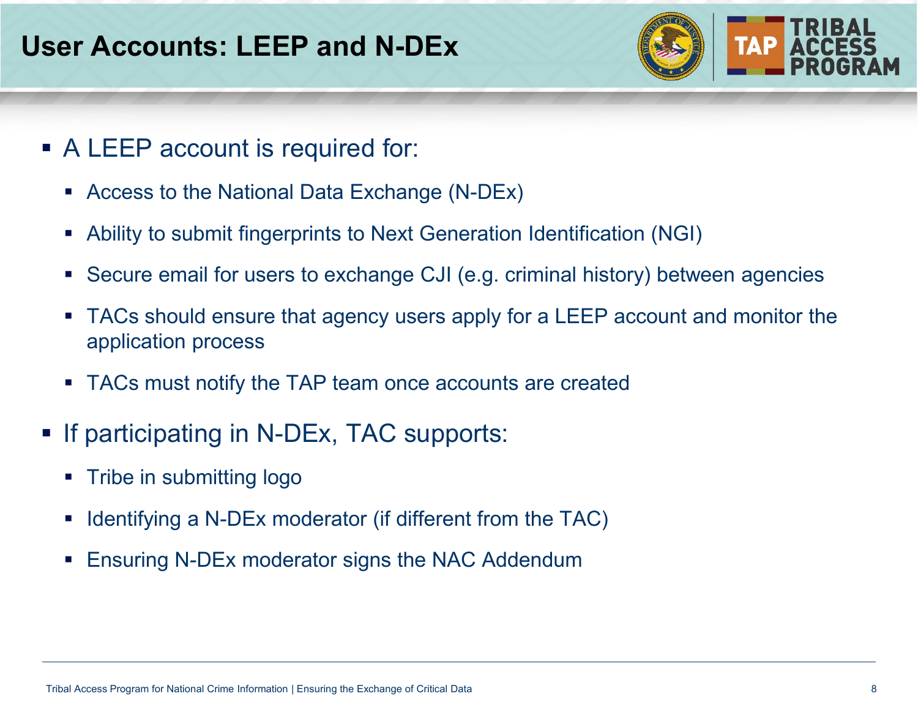# User Accounts: LEEP and N-DEx

- A LEEP account is required for:
  - Access to the National Data Exchange (N-DEx)
  - Ability to submit fingerprints to Next Generation Identification (NGI)
  - Secure email for users to exchange CJI (e.g. criminal history) between agencies
  - TACs should ensure that agency users apply for a LEEP account and monitor the application process
  - TACs must notify the TAP team once accounts are created
- If participating in N-DEx, TAC supports:
  - Tribe in submitting logo
  - Identifying a N-DEx moderator (if different from the TAC)
  - Ensuring N-DEx moderator signs the NAC Addendum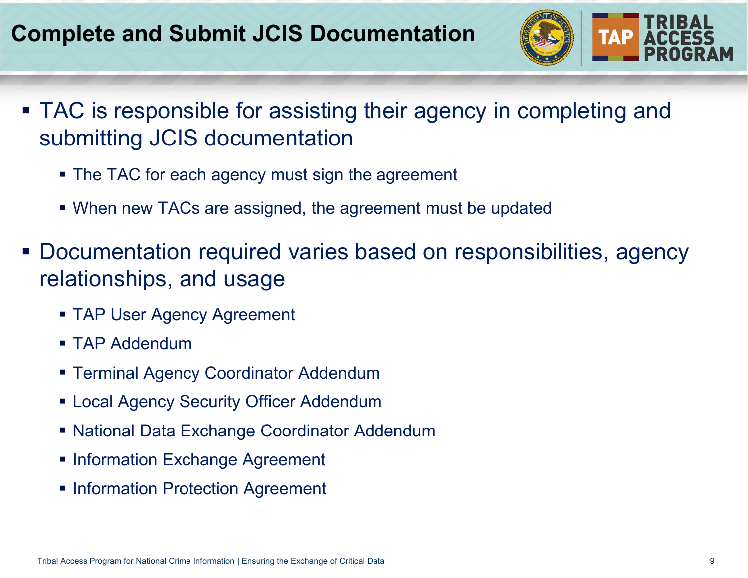# Complete and Submit JCIS Documentation

- TAC is responsible for assisting their agency in completing and submitting JCIS documentation
  - The TAC for each agency must sign the agreement
  - When new TACs are assigned, the agreement must be updated
- Documentation required varies based on responsibilities, agency relationships, and usage
  - TAP User Agency Agreement
  - TAP Addendum
  - Terminal Agency Coordinator Addendum
  - Local Agency Security Officer Addendum
  - National Data Exchange Coordinator Addendum
  - Information Exchange Agreement
  - Information Protection Agreement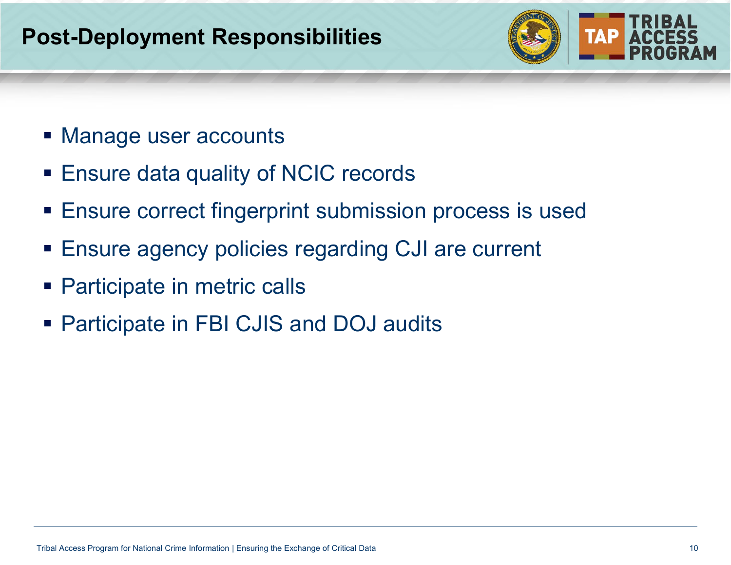# Post-Deployment Responsibilities

- Manage user accounts
- Ensure data quality of NCIC records
- Ensure correct fingerprint submission process is used
- Ensure agency policies regarding CJI are current
- Participate in metric calls
- Participate in FBI CJIS and DOJ audits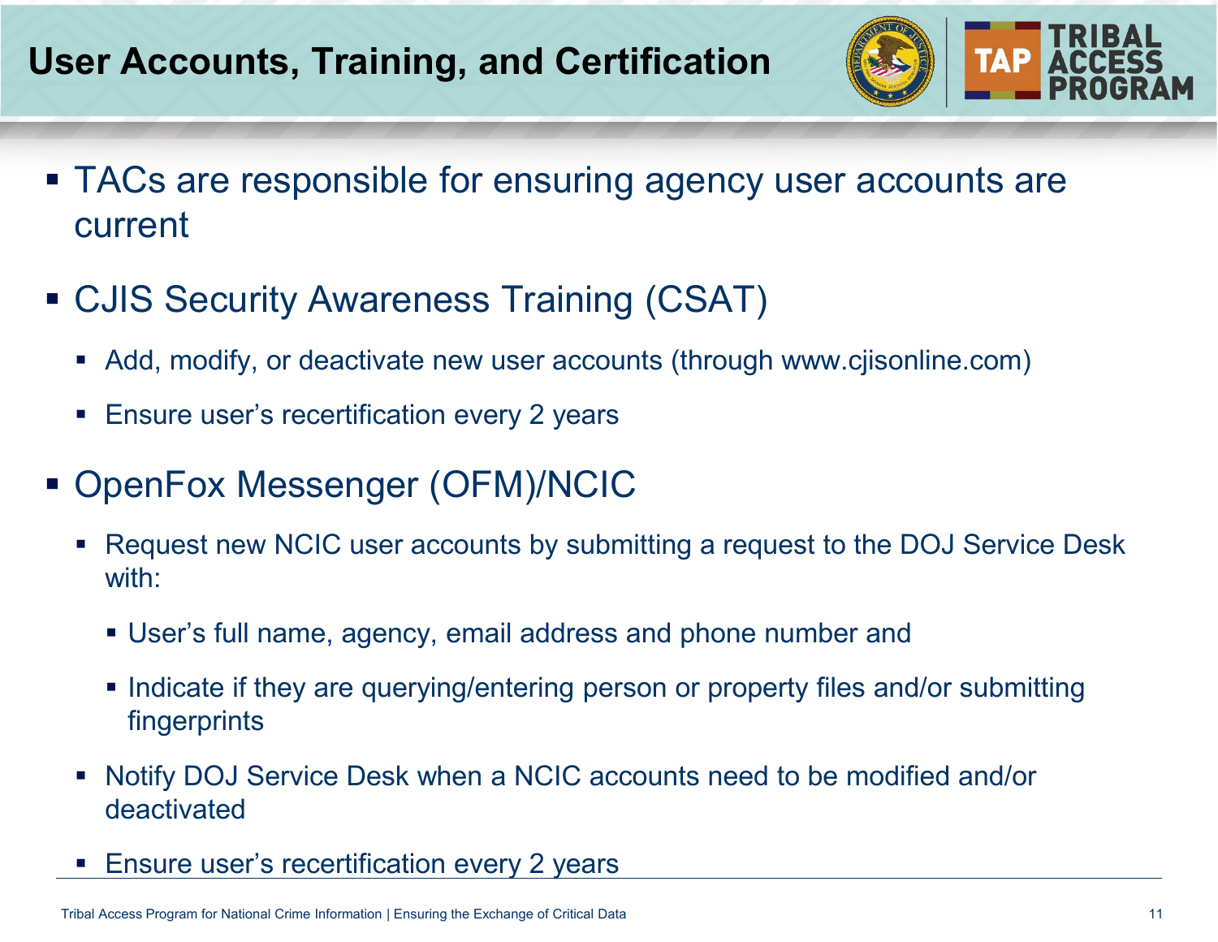# User Accounts, Training, and Certification

- TACs are responsible for ensuring agency user accounts are current
- CJIS Security Awareness Training (CSAT)
  - Add, modify, or deactivate new user accounts (through www.cjisonline.com)
  - Ensure user's recertification every 2 years
- OpenFox Messenger (OFM)/NCIC
  - Request new NCIC user accounts by submitting a request to the DOJ Service Desk with:
    - User's full name, agency, email address and phone number and
    - Indicate if they are querying/entering person or property files and/or submitting fingerprints
  - Notify DOJ Service Desk when a NCIC accounts need to be modified and/or deactivated
  - Ensure user's recertification every 2 years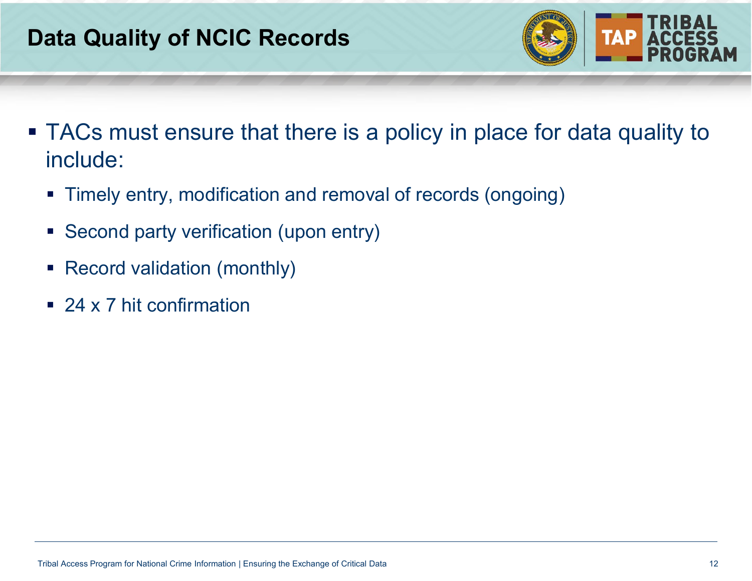# Data Quality of NCIC Records

- TACs must ensure that there is a policy in place for data quality to include:
  - Timely entry, modification and removal of records (ongoing)
  - Second party verification (upon entry)
  - Record validation (monthly)
  - 24 x 7 hit confirmation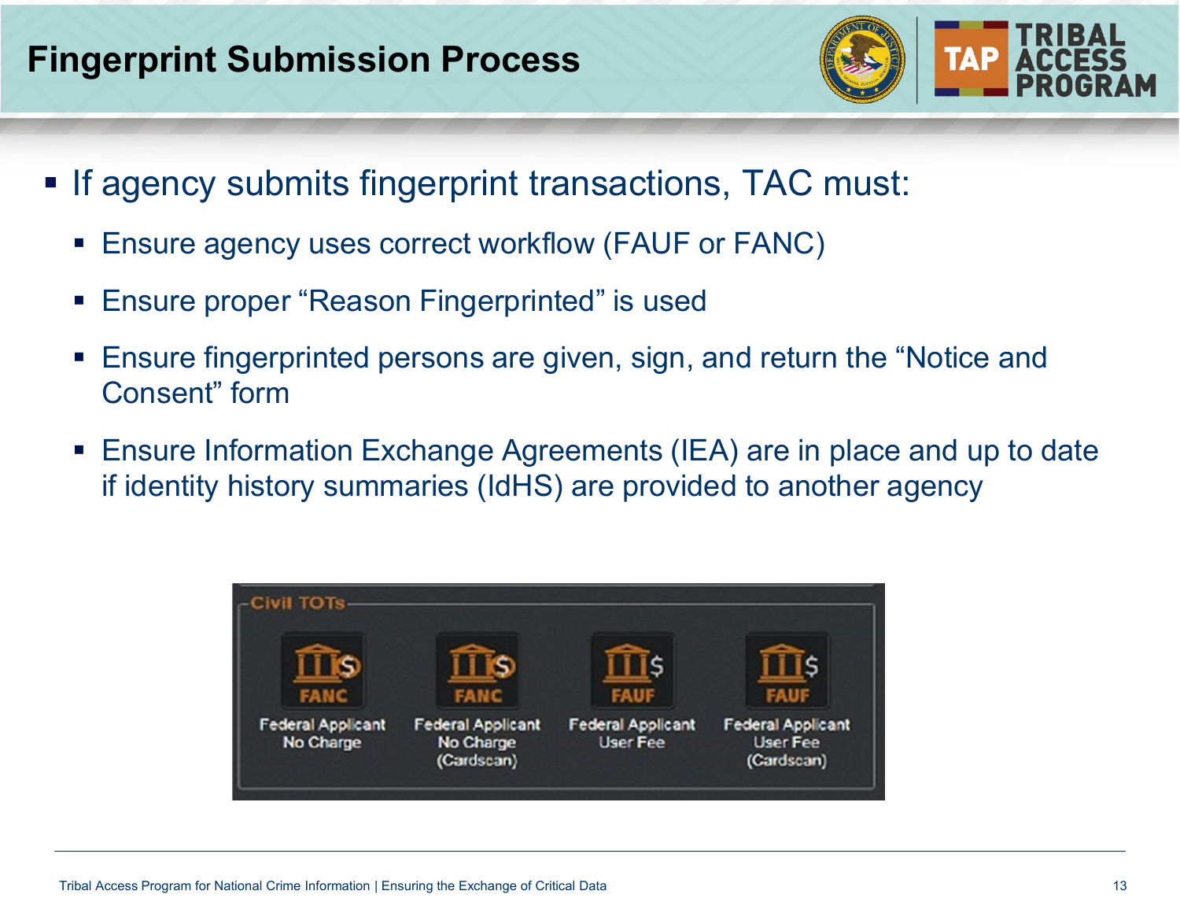# Fingerprint Submission Process

- If agency submits fingerprint transactions, TAC must:
  - Ensure agency uses correct workflow (FAUF or FANC)
  - Ensure proper "Reason Fingerprinted" is used
  - Ensure fingerprinted persons are given, sign, and return the "Notice and Consent" form
  - Ensure Information Exchange Agreements (IEA) are in place and up to date if identity history summaries (IdHS) are provided to another agency

Civil TOTs

| FANC | FANC | FAUF | FAUF |
| --- | --- | --- | --- |
| Federal Applicant No Charge | Federal Applicant No Charge (Cardscan) | Federal Applicant User Fee | Federal Applicant User Fee (Cardscan) |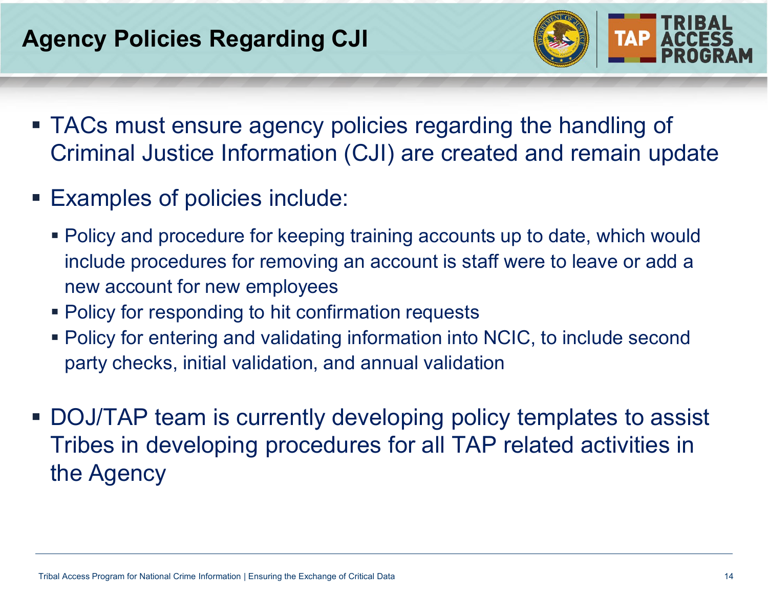# Agency Policies Regarding CJI

- TACs must ensure agency policies regarding the handling of Criminal Justice Information (CJI) are created and remain update
- Examples of policies include:
  - Policy and procedure for keeping training accounts up to date, which would include procedures for removing an account is staff were to leave or add a new account for new employees
  - Policy for responding to hit confirmation requests
  - Policy for entering and validating information into NCIC, to include second party checks, initial validation, and annual validation
- DOJ/TAP team is currently developing policy templates to assist Tribes in developing procedures for all TAP related activities in the Agency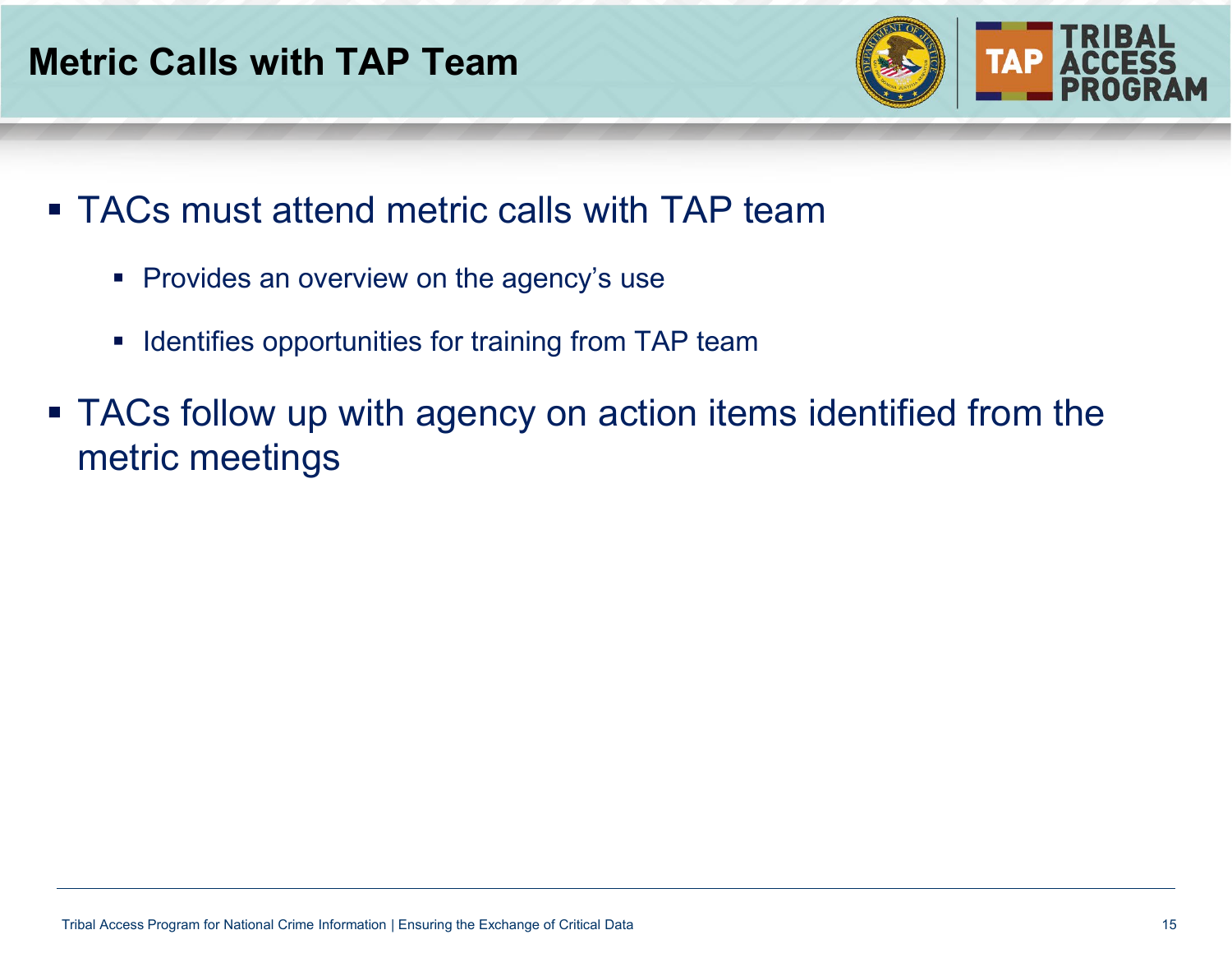# Metric Calls with TAP Team

- TACs must attend metric calls with TAP team
  - Provides an overview on the agency's use
  - Identifies opportunities for training from TAP team
- TACs follow up with agency on action items identified from the metric meetings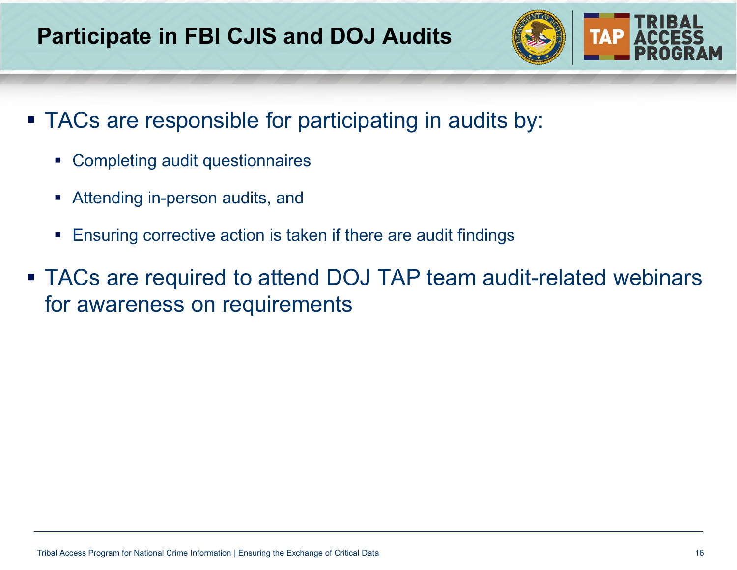# Participate in FBI CJIS and DOJ Audits

- TACs are responsible for participating in audits by:
  - Completing audit questionnaires
  - Attending in-person audits, and
  - Ensuring corrective action is taken if there are audit findings
- TACs are required to attend DOJ TAP team audit-related webinars for awareness on requirements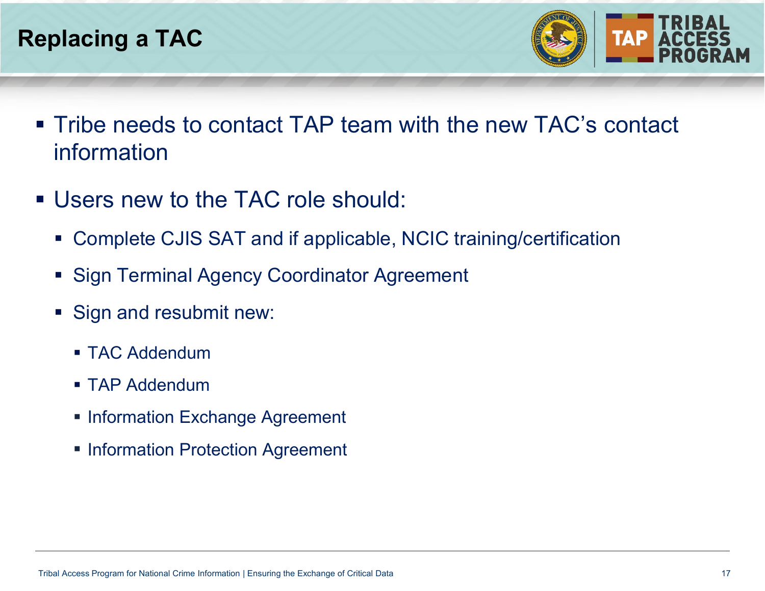# Replacing a TAC

- Tribe needs to contact TAP team with the new TAC's contact information
- Users new to the TAC role should:
  - Complete CJIS SAT and if applicable, NCIC training/certification
  - Sign Terminal Agency Coordinator Agreement
  - Sign and resubmit new:
    - TAC Addendum
    - TAP Addendum
    - Information Exchange Agreement
    - Information Protection Agreement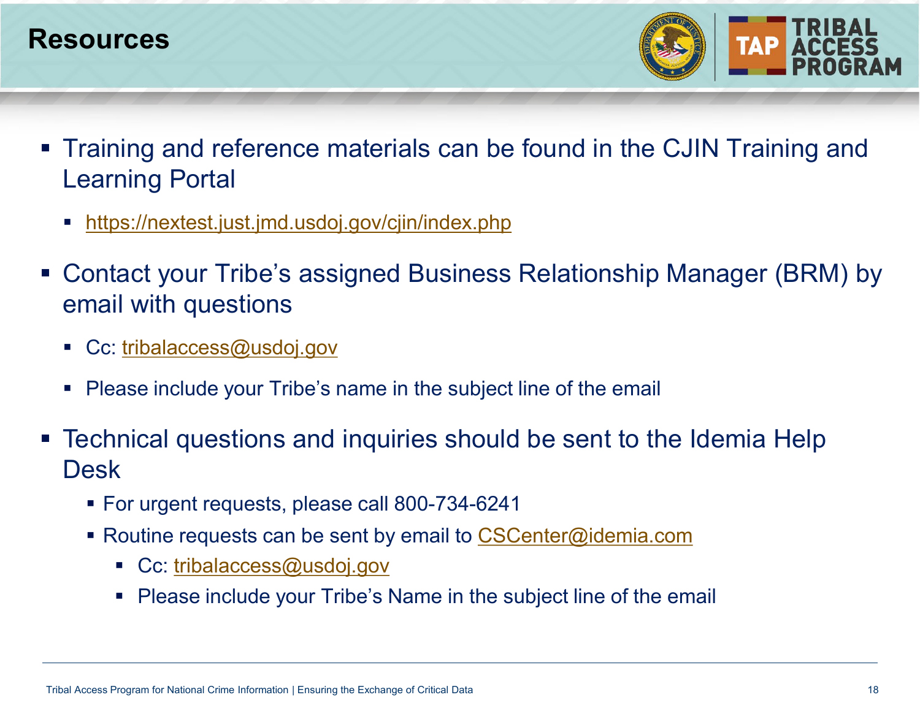# Resources

- Training and reference materials can be found in the CJIN Training and Learning Portal
  - https://nextest.just.jmd.usdoj.gov/cjin/index.php
- Contact your Tribe's assigned Business Relationship Manager (BRM) by email with questions
  - Cc: tribalaccess@usdoj.gov
  - Please include your Tribe's name in the subject line of the email
- Technical questions and inquiries should be sent to the Idemia Help Desk
  - For urgent requests, please call 800-734-6241
  - Routine requests can be sent by email to CSCenter@idemia.com
    - Cc: tribalaccess@usdoj.gov
    - Please include your Tribe's Name in the subject line of the email